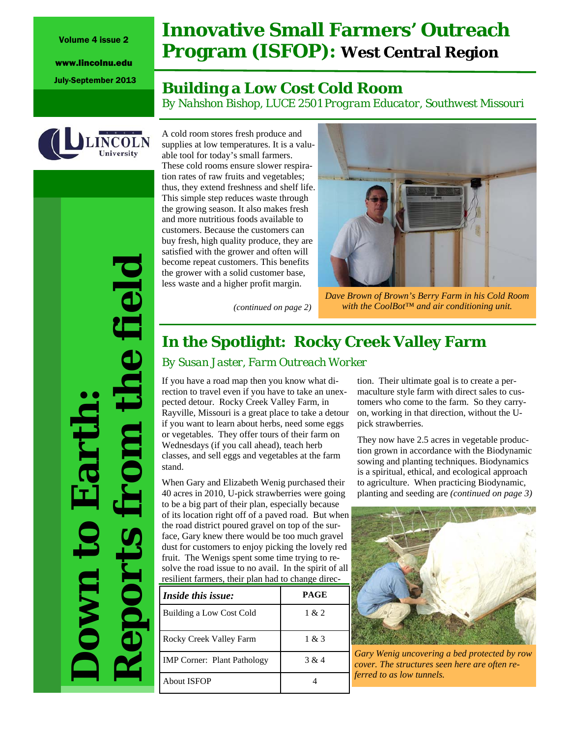Volume 4 issue 2

www.lincolnu.edu

July-September 2013

# Innovative Small Farmers' Outreach Program (ISFOP): West Central Region

**Down to Earth: Reports from the field**

## Building a Low Cost Cold Room

*By Nahshon Bishop, LUCE 2501 Program Educator, Southwest Missouri*

A cold room stores fresh produce and supplies at low temperatures. It is a valuable tool for today's small farmers. These cold rooms ensure slower respiration rates of raw fruits and vegetables; thus, they extend freshness and shelf life. This simple step reduces waste through the growing season. It also makes fresh and more nutritious foods available to customers. Because the customers can buy fresh, high quality produce, they are satisfied with the grower and often will become repeat customers. This benefits the grower with a solid customer base, less waste and a higher profit margin.

*(continued on page 2)*

*Dave Brown of Brown's Berry Farm in his Cold Room with the CoolBot™ and air conditioning unit.*

## In the Spotlight: Rocky Creek Valley Farm

*By Susan Jaster, Farm Outreach Worker*

If you have a road map then you know what direction to travel even if you have to take an unexpected detour. Rocky Creek Valley Farm, in Rayville, Missouri is a great place to take a detour if you want to learn about herbs, need some eggs or vegetables. They offer tours of their farm on Wednesdays (if you call ahead), teach herb classes, and sell eggs and vegetables at the farm stand.

When Gary and Elizabeth Wenig purchased their 40 acres in 2010, U-pick strawberries were going to be a big part of their plan, especially because of its location right off of a paved road. But when the road district poured gravel on top of the surface, Gary knew there would be too much gravel dust for customers to enjoy picking the lovely red fruit. The Wenigs spent some time trying to resolve the road issue to no avail. In the spirit of all resilient farmers, their plan had to change direction. Their ultimate goal is to create a permaculture style farm with direct sales to customers who come to the farm. So they carry-on, working in that direction, without the U-pick strawberries.

They now have 2.5 acres in vegetable production grown in accordance with the Biodynamic sowing and planting techniques. Biodynamics is a spiritual, ethical, and ecological approach to agriculture. When practicing Biodynamic, planting and seeding are *(continued on page 3)*

*Gary Wenig uncovering a bed protected by row cover. The structures seen here are often referred to as low tunnels.*

| *Inside this issue:* | PAGE |
|---|---|
| Building a Low Cost Cold | 1 & 2 |
| Rocky Creek Valley Farm | 1 & 3 |
| IMP Corner: Plant Pathology | 3 & 4 |
| About ISFOP | 4 |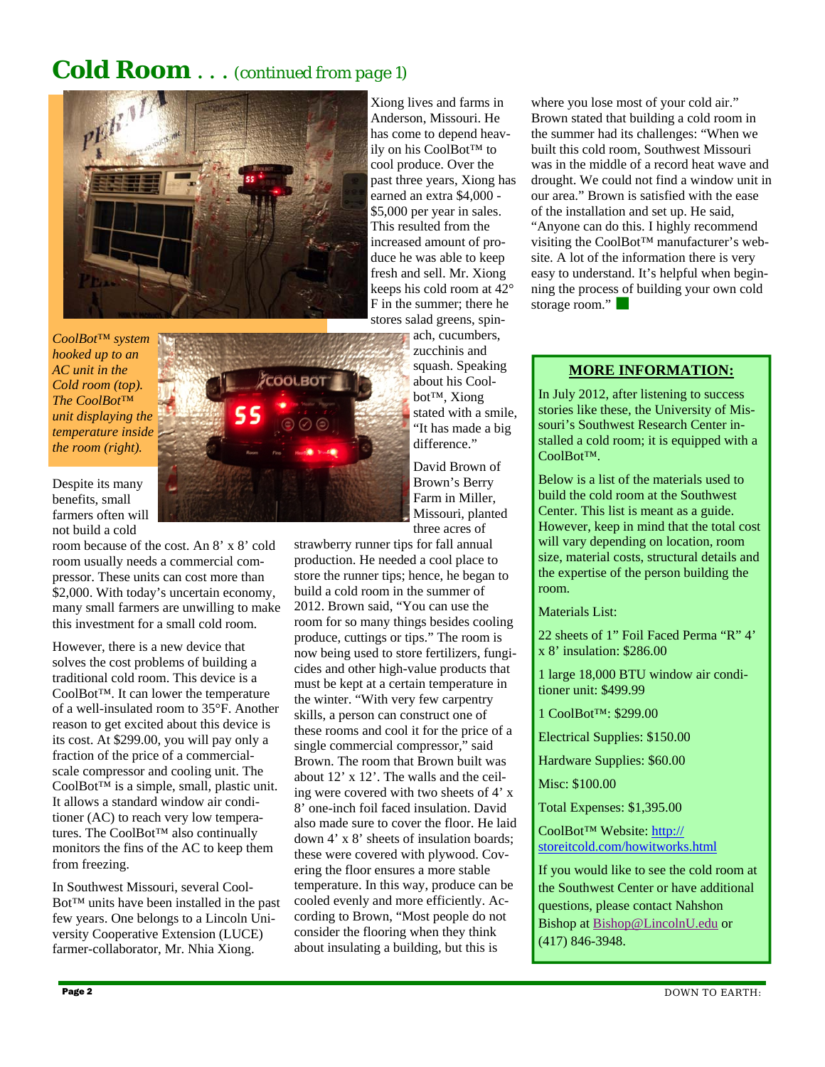# Cold Room . . . *(continued from page 1)*

*CoolBot™ system hooked up to an AC unit in the Cold room (top). The CoolBot™ unit displaying the temperature inside the room (right).*

Despite its many benefits, small farmers often will not build a cold room because of the cost. An 8' x 8' cold room usually needs a commercial compressor. These units can cost more than $2,000. With today's uncertain economy, many small farmers are unwilling to make this investment for a small cold room.

However, there is a new device that solves the cost problems of building a traditional cold room. This device is a CoolBot™. It can lower the temperature of a well-insulated room to 35°F. Another reason to get excited about this device is its cost. At $299.00, you will pay only a fraction of the price of a commercial-scale compressor and cooling unit. The CoolBot™ is a simple, small, plastic unit. It allows a standard window air conditioner (AC) to reach very low temperatures. The CoolBot™ also continually monitors the fins of the AC to keep them from freezing.

In Southwest Missouri, several CoolBot™ units have been installed in the past few years. One belongs to a Lincoln University Cooperative Extension (LUCE) farmer-collaborator, Mr. Nhia Xiong. Xiong lives and farms in Anderson, Missouri. He has come to depend heavily on his CoolBot™ to cool produce. Over the past three years, Xiong has earned an extra $4,000 - $5,000 per year in sales. This resulted from the increased amount of produce he was able to keep fresh and sell. Mr. Xiong keeps his cold room at 42° F in the summer; there he stores salad greens, spinach, cucumbers, zucchinis and squash. Speaking about his CoolBot™, Xiong stated with a smile, "It has made a big difference."

David Brown of Brown's Berry Farm in Miller, Missouri, planted three acres of strawberry runner tips for fall annual production. He needed a cool place to store the runner tips; hence, he began to build a cold room in the summer of 2012. Brown said, "You can use the room for so many things besides cooling produce, cuttings or tips." The room is now being used to store fertilizers, fungicides and other high-value products that must be kept at a certain temperature in the winter. "With very few carpentry skills, a person can construct one of these rooms and cool it for the price of a single commercial compressor," said Brown. The room that Brown built was about 12' x 12'. The walls and the ceiling were covered with two sheets of 4' x 8' one-inch foil faced insulation. David also made sure to cover the floor. He laid down 4' x 8' sheets of insulation boards; these were covered with plywood. Covering the floor ensures a more stable temperature. In this way, produce can be cooled evenly and more efficiently. According to Brown, "Most people do not consider the flooring when they think about insulating a building, but this is where you lose most of your cold air." Brown stated that building a cold room in the summer had its challenges: "When we built this cold room, Southwest Missouri was in the middle of a record heat wave and drought. We could not find a window unit in our area." Brown is satisfied with the ease of the installation and set up. He said, "Anyone can do this. I highly recommend visiting the CoolBot™ manufacturer's website. A lot of the information there is very easy to understand. It's helpful when beginning the process of building your own cold storage room."

## MORE INFORMATION:

In July 2012, after listening to success stories like these, the University of Missouri's Southwest Research Center installed a cold room; it is equipped with a CoolBot™.

Below is a list of the materials used to build the cold room at the Southwest Center. This list is meant as a guide. However, keep in mind that the total cost will vary depending on location, room size, material costs, structural details and the expertise of the person building the room.

Materials List:

22 sheets of 1" Foil Faced Perma "R" 4' x 8' insulation: $286.00

1 large 18,000 BTU window air conditioner unit: $499.99

1 CoolBot™: $299.00

Electrical Supplies: $150.00

Hardware Supplies: $60.00

Misc: $100.00

Total Expenses: $1,395.00

CoolBot™ Website: http://storeitcold.com/howitworks.html

If you would like to see the cold room at the Southwest Center or have additional questions, please contact Nahshon Bishop at Bishop@LincolnU.edu or (417) 846-3948.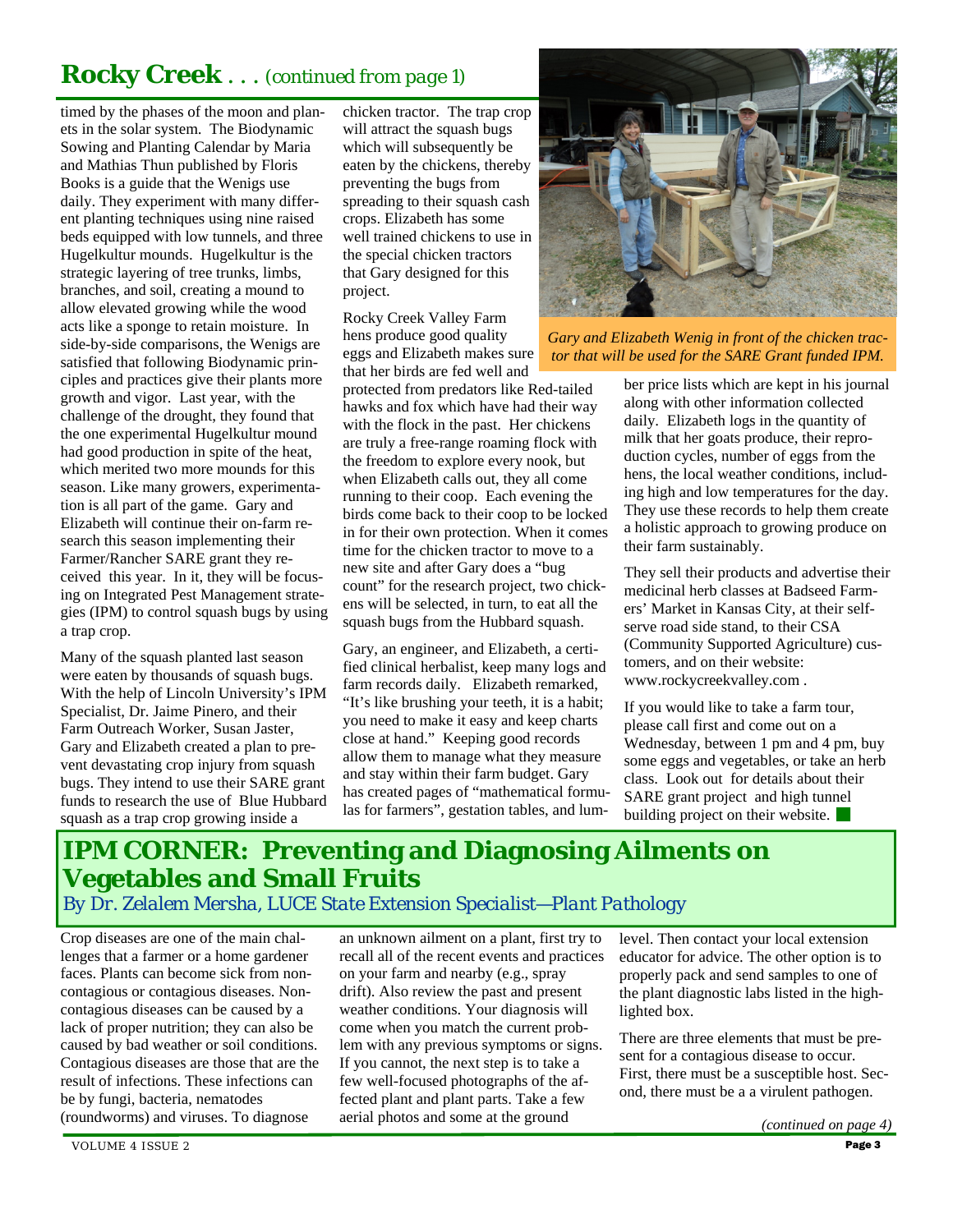## Rocky Creek . . . *(continued from page 1)*

timed by the phases of the moon and planets in the solar system. The Biodynamic Sowing and Planting Calendar by Maria and Mathias Thun published by Floris Books is a guide that the Wenigs use daily. They experiment with many different planting techniques using nine raised beds equipped with low tunnels, and three Hugelkultur mounds. Hugelkultur is the strategic layering of tree trunks, limbs, branches, and soil, creating a mound to allow elevated growing while the wood acts like a sponge to retain moisture. In side-by-side comparisons, the Wenigs are satisfied that following Biodynamic principles and practices give their plants more growth and vigor. Last year, with the challenge of the drought, they found that the one experimental Hugelkultur mound had good production in spite of the heat, which merited two more mounds for this season. Like many growers, experimentation is all part of the game. Gary and Elizabeth will continue their on-farm research this season implementing their Farmer/Rancher SARE grant they received this year. In it, they will be focusing on Integrated Pest Management strategies (IPM) to control squash bugs by using a trap crop.

Many of the squash planted last season were eaten by thousands of squash bugs. With the help of Lincoln University's IPM Specialist, Dr. Jaime Pinero, and their Farm Outreach Worker, Susan Jaster, Gary and Elizabeth created a plan to prevent devastating crop injury from squash bugs. They intend to use their SARE grant funds to research the use of Blue Hubbard squash as a trap crop growing inside a chicken tractor. The trap crop will attract the squash bugs which will subsequently be eaten by the chickens, thereby preventing the bugs from spreading to their squash cash crops. Elizabeth has some well trained chickens to use in the special chicken tractors that Gary designed for this project.

Rocky Creek Valley Farm hens produce good quality eggs and Elizabeth makes sure that her birds are fed well and protected from predators like Red-tailed hawks and fox which have had their way with the flock in the past. Her chickens are truly a free-range roaming flock with the freedom to explore every nook, but when Elizabeth calls out, they all come running to their coop. Each evening the birds come back to their coop to be locked in for their own protection. When it comes time for the chicken tractor to move to a new site and after Gary does a "bug count" for the research project, two chickens will be selected, in turn, to eat all the squash bugs from the Hubbard squash.

Gary, an engineer, and Elizabeth, a certified clinical herbalist, keep many logs and farm records daily. Elizabeth remarked, "It's like brushing your teeth, it is a habit; you need to make it easy and keep charts close at hand." Keeping good records allow them to manage what they measure and stay within their farm budget. Gary has created pages of "mathematical formulas for farmers", gestation tables, and lumber price lists which are kept in his journal along with other information collected daily. Elizabeth logs in the quantity of milk that her goats produce, their reproduction cycles, number of eggs from the hens, the local weather conditions, including high and low temperatures for the day. They use these records to help them create a holistic approach to growing produce on their farm sustainably.

*Gary and Elizabeth Wenig in front of the chicken tractor that will be used for the SARE Grant funded IPM.*

They sell their products and advertise their medicinal herb classes at Badseed Farmers' Market in Kansas City, at their self-serve road side stand, to their CSA (Community Supported Agriculture) customers, and on their website: www.rockycreekvalley.com .

If you would like to take a farm tour, please call first and come out on a Wednesday, between 1 pm and 4 pm, buy some eggs and vegetables, or take an herb class. Look out for details about their SARE grant project and high tunnel building project on their website.

## IPM CORNER: Preventing and Diagnosing Ailments on Vegetables and Small Fruits

*By Dr. Zelalem Mersha, LUCE State Extension Specialist—Plant Pathology*

Crop diseases are one of the main challenges that a farmer or a home gardener faces. Plants can become sick from non-contagious or contagious diseases. Non-contagious diseases can be caused by a lack of proper nutrition; they can also be caused by bad weather or soil conditions. Contagious diseases are those that are the result of infections. These infections can be by fungi, bacteria, nematodes (roundworms) and viruses. To diagnose an unknown ailment on a plant, first try to recall all of the recent events and practices on your farm and nearby (e.g., spray drift). Also review the past and present weather conditions. Your diagnosis will come when you match the current problem with any previous symptoms or signs. If you cannot, the next step is to take a few well-focused photographs of the affected plant and plant parts. Take a few aerial photos and some at the ground level. Then contact your local extension educator for advice. The other option is to properly pack and send samples to one of the plant diagnostic labs listed in the highlighted box.

There are three elements that must be present for a contagious disease to occur. First, there must be a susceptible host. Second, there must be a a virulent pathogen.

*(continued on page 4)*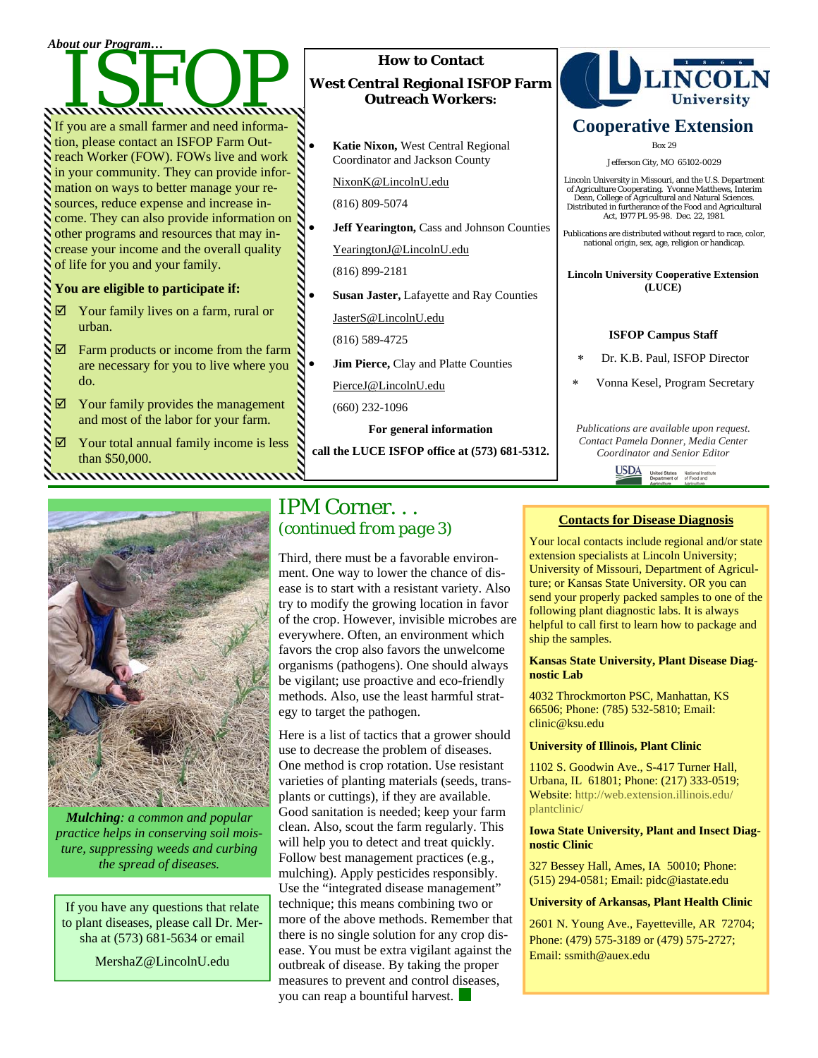*About our Program…*

# ISFOP

If you are a small farmer and need information, please contact an ISFOP Farm Outreach Worker (FOW). FOWs live and work in your community. They can provide information on ways to better manage your resources, reduce expense and increase income. They can also provide information on other programs and resources that may increase your income and the overall quality of life for you and your family.

**You are eligible to participate if:**

- ☑ Your family lives on a farm, rural or urban.
- ☑ Farm products or income from the farm are necessary for you to live where you do.
- ☑ Your family provides the management and most of the labor for your farm.
- ☑ Your total annual family income is less than $50,000.

### How to Contact West Central Regional ISFOP Farm Outreach Workers:

- **Katie Nixon,** West Central Regional Coordinator and Jackson County
  NixonK@LincolnU.edu
  (816) 809-5074
- **Jeff Yearington,** Cass and Johnson Counties
  YearingtonJ@LincolnU.edu
  (816) 899-2181
- **Susan Jaster,** Lafayette and Ray Counties
  JasterS@LincolnU.edu
  (816) 589-4725
- **Jim Pierce,** Clay and Platte Counties
  PierceJ@LincolnU.edu
  (660) 232-1096

**For general information**

**call the LUCE ISFOP office at (573) 681-5312.**

1866 LINCOLN University

## Cooperative Extension

Box 29

Jefferson City, MO 65102-0029

Lincoln University in Missouri, and the U.S. Department of Agriculture Cooperating. Yvonne Matthews, Interim Dean, College of Agricultural and Natural Sciences. Distributed in furtherance of the Food and Agricultural Act, 1977 PL 95-98. Dec. 22, 1981.

Publications are distributed without regard to race, color, national origin, sex, age, religion or handicap.

**Lincoln University Cooperative Extension (LUCE)**

**ISFOP Campus Staff**

- Dr. K.B. Paul, ISFOP Director
- Vonna Kesel, Program Secretary

*Publications are available upon request. Contact Pamela Donner, Media Center Coordinator and Senior Editor*

USDA United States Department of Agriculture National Institute of Food and Agriculture

***Mulching**: a common and popular practice helps in conserving soil moisture, suppressing weeds and curbing the spread of diseases.*

If you have any questions that relate to plant diseases, please call Dr. Mersha at (573) 681-5634 or email

MershaZ@LincolnU.edu

## IPM Corner. . .
*(continued from page 3)*

Third, there must be a favorable environment. One way to lower the chance of disease is to start with a resistant variety. Also try to modify the growing location in favor of the crop. However, invisible microbes are everywhere. Often, an environment which favors the crop also favors the unwelcome organisms (pathogens). One should always be vigilant; use proactive and eco-friendly methods. Also, use the least harmful strategy to target the pathogen.

Here is a list of tactics that a grower should use to decrease the problem of diseases. One method is crop rotation. Use resistant varieties of planting materials (seeds, transplants or cuttings), if they are available. Good sanitation is needed; keep your farm clean. Also, scout the farm regularly. This will help you to detect and treat quickly. Follow best management practices (e.g., mulching). Apply pesticides responsibly. Use the "integrated disease management" technique; this means combining two or more of the above methods. Remember that there is no single solution for any crop disease. You must be extra vigilant against the outbreak of disease. By taking the proper measures to prevent and control diseases, you can reap a bountiful harvest.

### Contacts for Disease Diagnosis

Your local contacts include regional and/or state extension specialists at Lincoln University; University of Missouri, Department of Agriculture; or Kansas State University. OR you can send your properly packed samples to one of the following plant diagnostic labs. It is always helpful to call first to learn how to package and ship the samples.

**Kansas State University, Plant Disease Diagnostic Lab**

4032 Throckmorton PSC, Manhattan, KS 66506; Phone: (785) 532-5810; Email: clinic@ksu.edu

**University of Illinois, Plant Clinic**

1102 S. Goodwin Ave., S-417 Turner Hall, Urbana, IL 61801; Phone: (217) 333-0519; Website: http://web.extension.illinois.edu/plantclinic/

**Iowa State University, Plant and Insect Diagnostic Clinic**

327 Bessey Hall, Ames, IA 50010; Phone: (515) 294-0581; Email: pidc@iastate.edu

**University of Arkansas, Plant Health Clinic**

2601 N. Young Ave., Fayetteville, AR 72704; Phone: (479) 575-3189 or (479) 575-2727; Email: ssmith@auex.edu